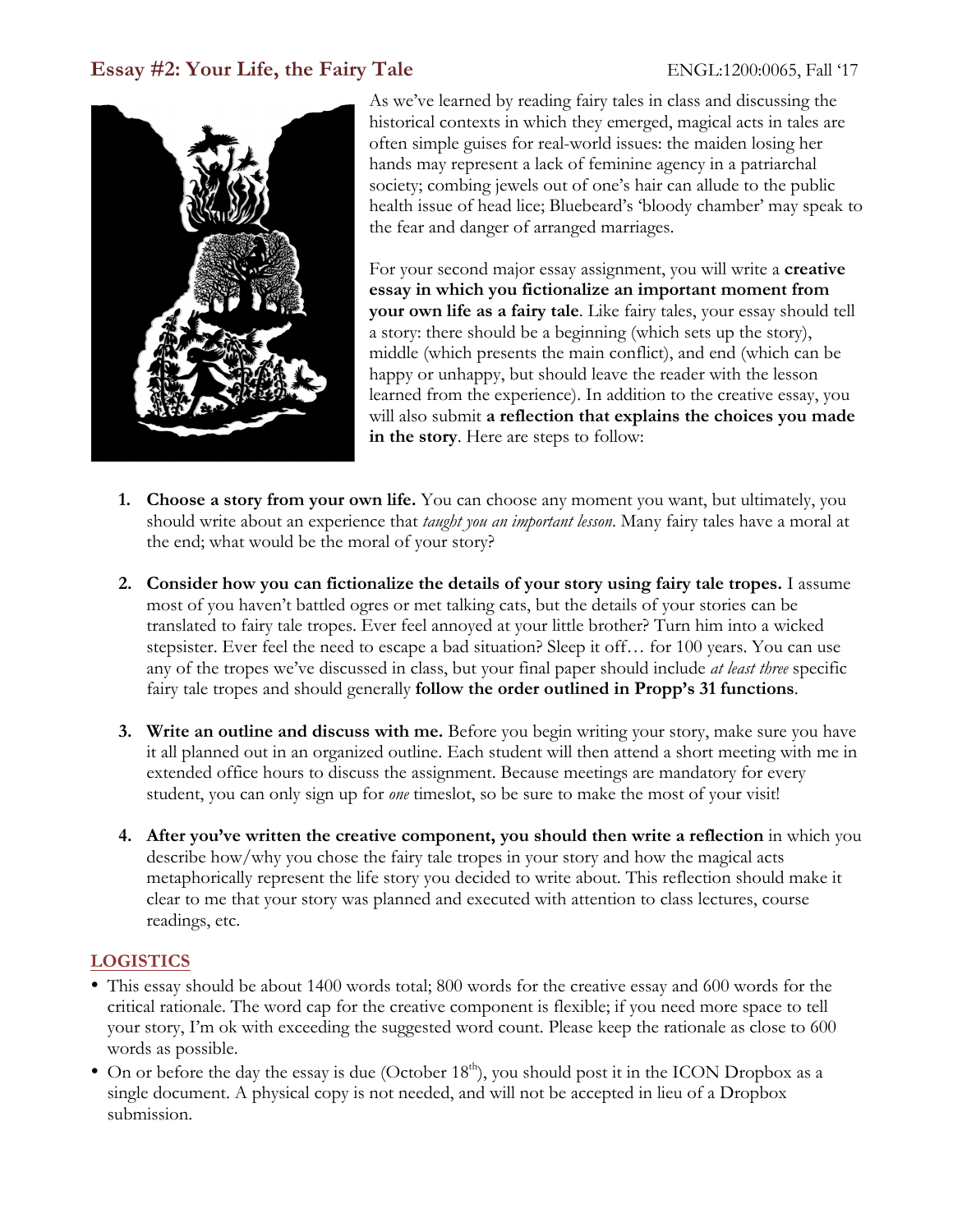## Essay #2: Your Life, the Fairy Tale

ENGL:1200:0065, Fall '17

As we've learned by reading fairy tales in class and discussing the historical contexts in which they emerged, magical acts in tales are often simple guises for real-world issues: the maiden losing her hands may represent a lack of feminine agency in a patriarchal society; combing jewels out of one's hair can allude to the public health issue of head lice; Bluebeard's 'bloody chamber' may speak to the fear and danger of arranged marriages.

For your second major essay assignment, you will write a **creative essay in which you fictionalize an important moment from your own life as a fairy tale**. Like fairy tales, your essay should tell a story: there should be a beginning (which sets up the story), middle (which presents the main conflict), and end (which can be happy or unhappy, but should leave the reader with the lesson learned from the experience). In addition to the creative essay, you will also submit **a reflection that explains the choices you made in the story**. Here are steps to follow:

1. **Choose a story from your own life.** You can choose any moment you want, but ultimately, you should write about an experience that *taught you an important lesson*. Many fairy tales have a moral at the end; what would be the moral of your story?

2. **Consider how you can fictionalize the details of your story using fairy tale tropes.** I assume most of you haven't battled ogres or met talking cats, but the details of your stories can be translated to fairy tale tropes. Ever feel annoyed at your little brother? Turn him into a wicked stepsister. Ever feel the need to escape a bad situation? Sleep it off… for 100 years. You can use any of the tropes we've discussed in class, but your final paper should include *at least three* specific fairy tale tropes and should generally **follow the order outlined in Propp's 31 functions**.

3. **Write an outline and discuss with me.** Before you begin writing your story, make sure you have it all planned out in an organized outline. Each student will then attend a short meeting with me in extended office hours to discuss the assignment. Because meetings are mandatory for every student, you can only sign up for *one* timeslot, so be sure to make the most of your visit!

4. **After you've written the creative component, you should then write a reflection** in which you describe how/why you chose the fairy tale tropes in your story and how the magical acts metaphorically represent the life story you decided to write about. This reflection should make it clear to me that your story was planned and executed with attention to class lectures, course readings, etc.

### LOGISTICS

- This essay should be about 1400 words total; 800 words for the creative essay and 600 words for the critical rationale. The word cap for the creative component is flexible; if you need more space to tell your story, I'm ok with exceeding the suggested word count. Please keep the rationale as close to 600 words as possible.
- On or before the day the essay is due (October 18th), you should post it in the ICON Dropbox as a single document. A physical copy is not needed, and will not be accepted in lieu of a Dropbox submission.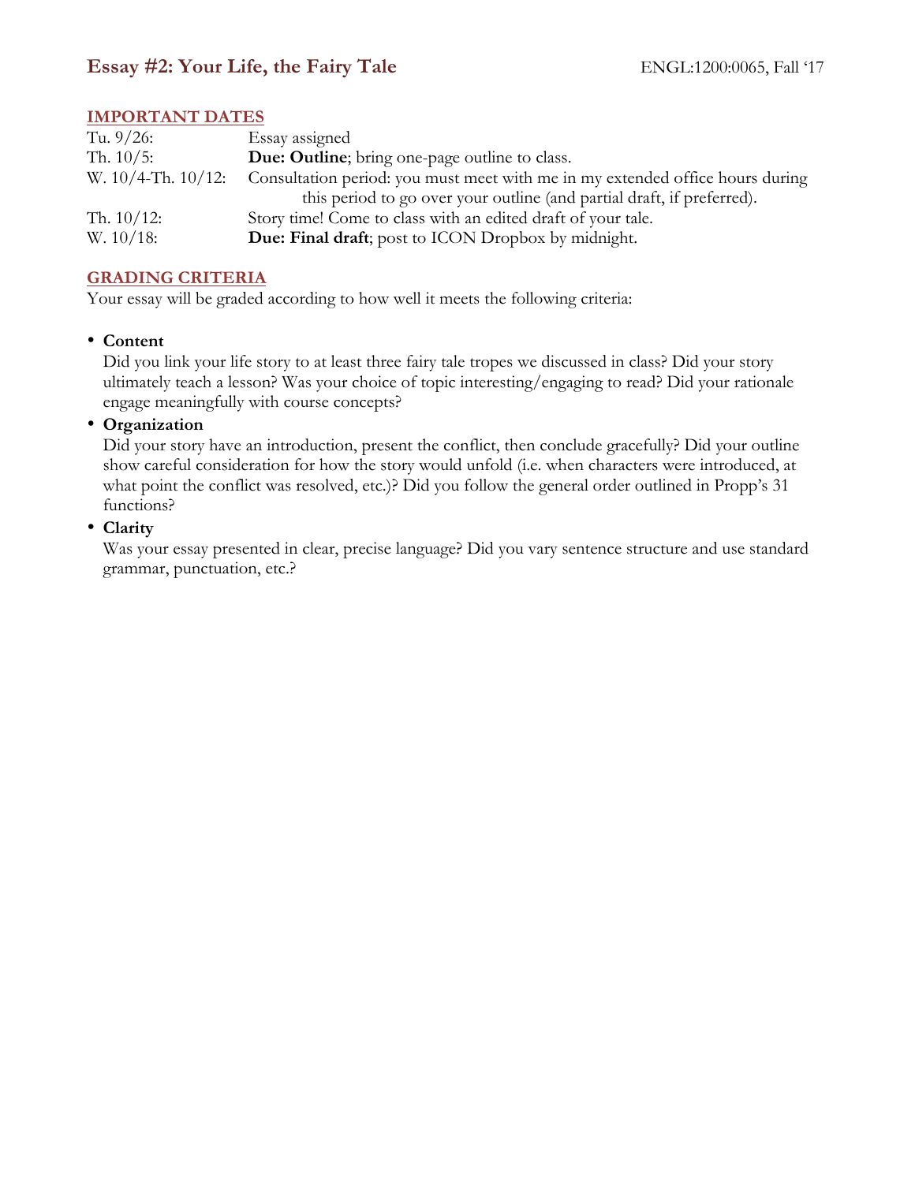## Essay #2: Your Life, the Fairy Tale

ENGL:1200:0065, Fall '17

### IMPORTANT DATES

| | |
|---|---|
| Tu. 9/26: | Essay assigned |
| Th. 10/5: | **Due: Outline**; bring one-page outline to class. |
| W. 10/4-Th. 10/12: | Consultation period: you must meet with me in my extended office hours during this period to go over your outline (and partial draft, if preferred). |
| Th. 10/12: | Story time! Come to class with an edited draft of your tale. |
| W. 10/18: | **Due: Final draft**; post to ICON Dropbox by midnight. |

### GRADING CRITERIA

Your essay will be graded according to how well it meets the following criteria:

- **Content**
  Did you link your life story to at least three fairy tale tropes we discussed in class? Did your story ultimately teach a lesson? Was your choice of topic interesting/engaging to read? Did your rationale engage meaningfully with course concepts?
- **Organization**
  Did your story have an introduction, present the conflict, then conclude gracefully? Did your outline show careful consideration for how the story would unfold (i.e. when characters were introduced, at what point the conflict was resolved, etc.)? Did you follow the general order outlined in Propp's 31 functions?
- **Clarity**
  Was your essay presented in clear, precise language? Did you vary sentence structure and use standard grammar, punctuation, etc.?